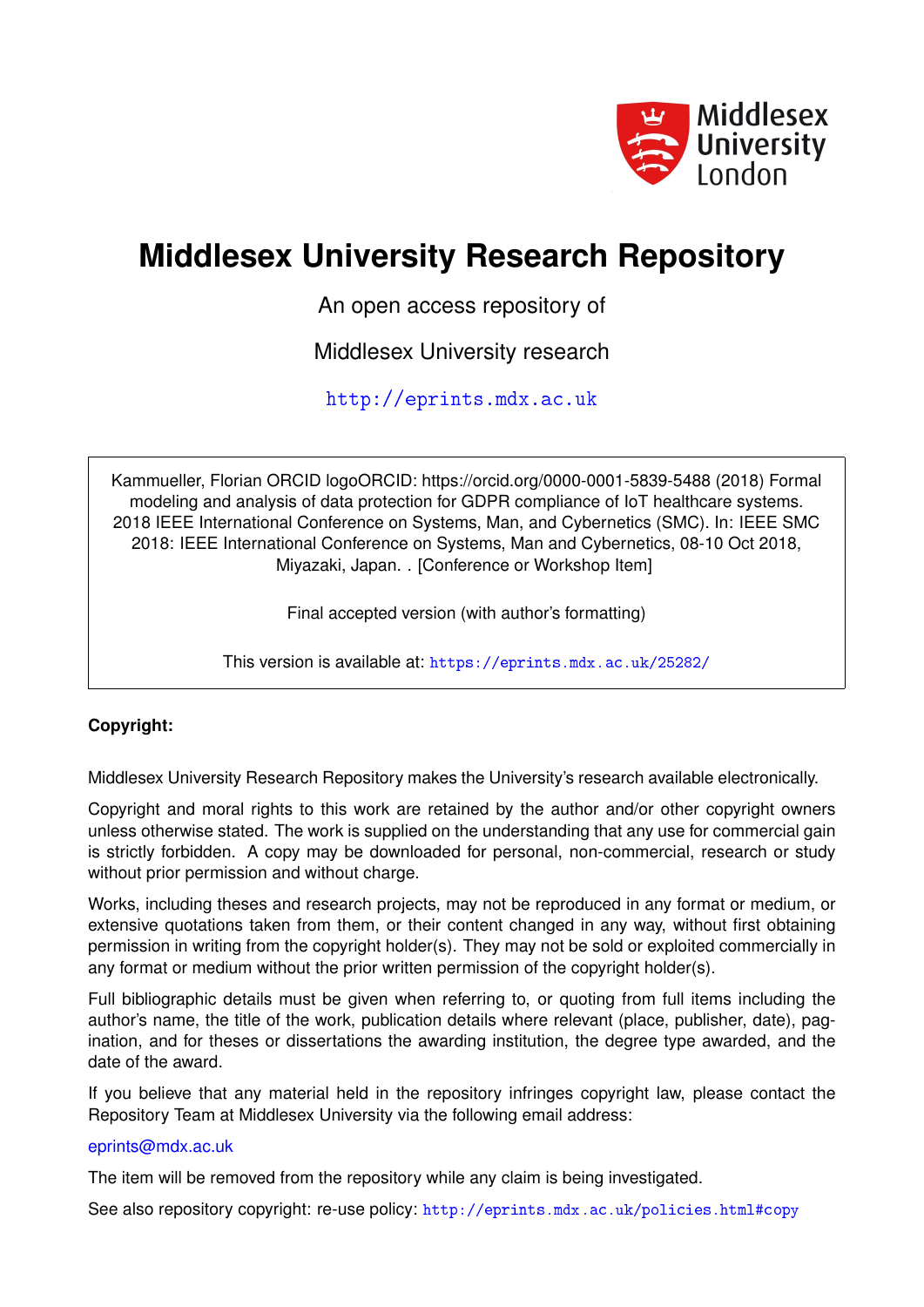Middlesex University London

# Middlesex University Research Repository

An open access repository of

Middlesex University research

http://eprints.mdx.ac.uk

Kammueller, Florian ORCID logoORCID: https://orcid.org/0000-0001-5839-5488 (2018) Formal modeling and analysis of data protection for GDPR compliance of IoT healthcare systems. 2018 IEEE International Conference on Systems, Man, and Cybernetics (SMC). In: IEEE SMC 2018: IEEE International Conference on Systems, Man and Cybernetics, 08-10 Oct 2018, Miyazaki, Japan. . [Conference or Workshop Item]

Final accepted version (with author's formatting)

This version is available at: https://eprints.mdx.ac.uk/25282/

**Copyright:**

Middlesex University Research Repository makes the University's research available electronically.

Copyright and moral rights to this work are retained by the author and/or other copyright owners unless otherwise stated. The work is supplied on the understanding that any use for commercial gain is strictly forbidden. A copy may be downloaded for personal, non-commercial, research or study without prior permission and without charge.

Works, including theses and research projects, may not be reproduced in any format or medium, or extensive quotations taken from them, or their content changed in any way, without first obtaining permission in writing from the copyright holder(s). They may not be sold or exploited commercially in any format or medium without the prior written permission of the copyright holder(s).

Full bibliographic details must be given when referring to, or quoting from full items including the author's name, the title of the work, publication details where relevant (place, publisher, date), pagination, and for theses or dissertations the awarding institution, the degree type awarded, and the date of the award.

If you believe that any material held in the repository infringes copyright law, please contact the Repository Team at Middlesex University via the following email address:

eprints@mdx.ac.uk

The item will be removed from the repository while any claim is being investigated.

See also repository copyright: re-use policy: http://eprints.mdx.ac.uk/policies.html#copy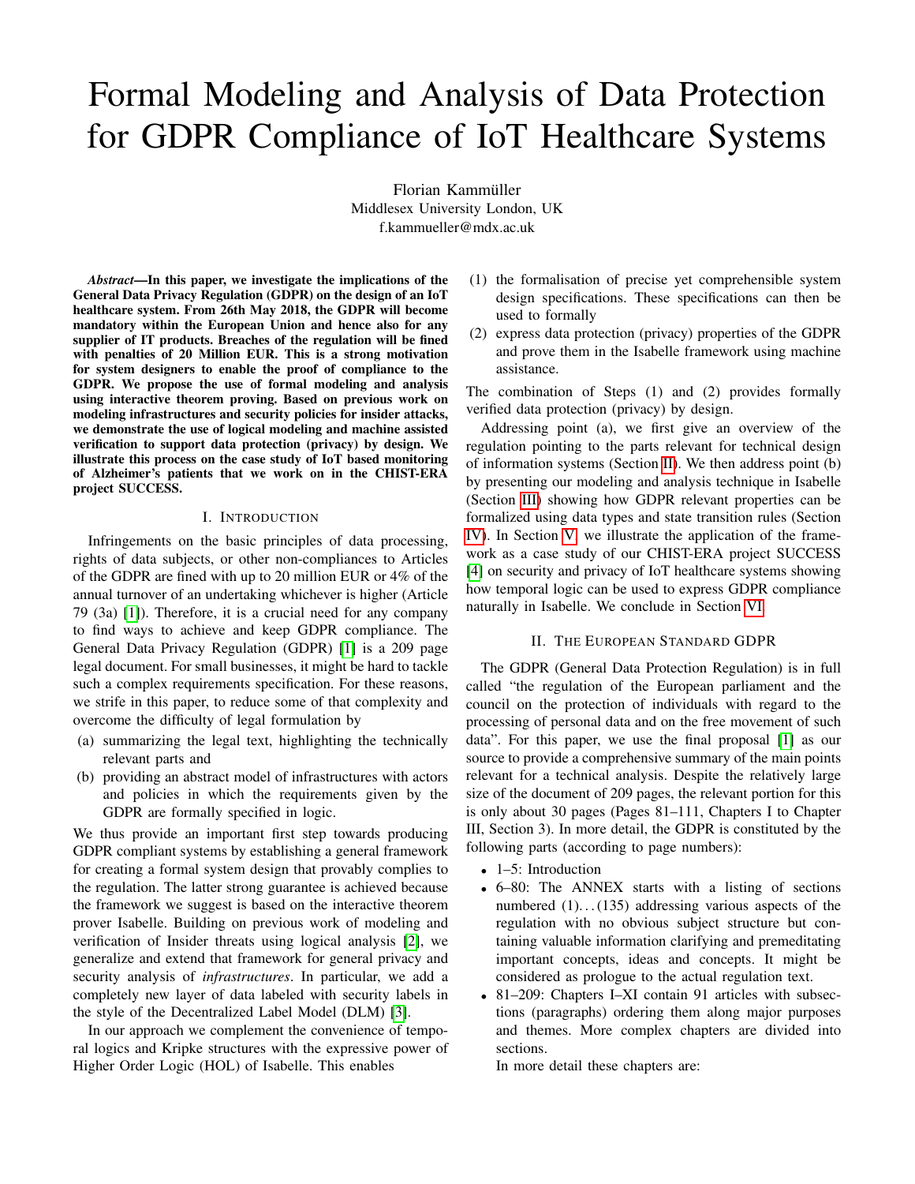# Formal Modeling and Analysis of Data Protection for GDPR Compliance of IoT Healthcare Systems

Florian Kammüller
Middlesex University London, UK
f.kammueller@mdx.ac.uk

***Abstract*—In this paper, we investigate the implications of the General Data Privacy Regulation (GDPR) on the design of an IoT healthcare system. From 26th May 2018, the GDPR will become mandatory within the European Union and hence also for any supplier of IT products. Breaches of the regulation will be fined with penalties of 20 Million EUR. This is a strong motivation for system designers to enable the proof of compliance to the GDPR. We propose the use of formal modeling and analysis using interactive theorem proving. Based on previous work on modeling infrastructures and security policies for insider attacks, we demonstrate the use of logical modeling and machine assisted verification to support data protection (privacy) by design. We illustrate this process on the case study of IoT based monitoring of Alzheimer's patients that we work on in the CHIST-ERA project SUCCESS.**

## I. Introduction

Infringements on the basic principles of data processing, rights of data subjects, or other non-compliances to Articles of the GDPR are fined with up to 20 million EUR or 4% of the annual turnover of an undertaking whichever is higher (Article 79 (3a) [1]). Therefore, it is a crucial need for any company to find ways to achieve and keep GDPR compliance. The General Data Privacy Regulation (GDPR) [1] is a 209 page legal document. For small businesses, it might be hard to tackle such a complex requirements specification. For these reasons, we strife in this paper, to reduce some of that complexity and overcome the difficulty of legal formulation by

(a) summarizing the legal text, highlighting the technically relevant parts and
(b) providing an abstract model of infrastructures with actors and policies in which the requirements given by the GDPR are formally specified in logic.

We thus provide an important first step towards producing GDPR compliant systems by establishing a general framework for creating a formal system design that provably complies to the regulation. The latter strong guarantee is achieved because the framework we suggest is based on the interactive theorem prover Isabelle. Building on previous work of modeling and verification of Insider threats using logical analysis [2], we generalize and extend that framework for general privacy and security analysis of *infrastructures*. In particular, we add a completely new layer of data labeled with security labels in the style of the Decentralized Label Model (DLM) [3].

In our approach we complement the convenience of temporal logics and Kripke structures with the expressive power of Higher Order Logic (HOL) of Isabelle. This enables

(1) the formalisation of precise yet comprehensible system design specifications. These specifications can then be used to formally
(2) express data protection (privacy) properties of the GDPR and prove them in the Isabelle framework using machine assistance.

The combination of Steps (1) and (2) provides formally verified data protection (privacy) by design.

Addressing point (a), we first give an overview of the regulation pointing to the parts relevant for technical design of information systems (Section II). We then address point (b) by presenting our modeling and analysis technique in Isabelle (Section III) showing how GDPR relevant properties can be formalized using data types and state transition rules (Section IV). In Section V, we illustrate the application of the framework as a case study of our CHIST-ERA project SUCCESS [4] on security and privacy of IoT healthcare systems showing how temporal logic can be used to express GDPR compliance naturally in Isabelle. We conclude in Section VI.

## II. The European Standard GDPR

The GDPR (General Data Protection Regulation) is in full called "the regulation of the European parliament and the council on the protection of individuals with regard to the processing of personal data and on the free movement of such data". For this paper, we use the final proposal [1] as our source to provide a comprehensive summary of the main points relevant for a technical analysis. Despite the relatively large size of the document of 209 pages, the relevant portion for this is only about 30 pages (Pages 81–111, Chapters I to Chapter III, Section 3). In more detail, the GDPR is constituted by the following parts (according to page numbers):

- 1–5: Introduction
- 6–80: The ANNEX starts with a listing of sections numbered (1)...(135) addressing various aspects of the regulation with no obvious subject structure but containing valuable information clarifying and premeditating important concepts, ideas and concepts. It might be considered as prologue to the actual regulation text.
- 81–209: Chapters I–XI contain 91 articles with subsections (paragraphs) ordering them along major purposes and themes. More complex chapters are divided into sections.

  In more detail these chapters are: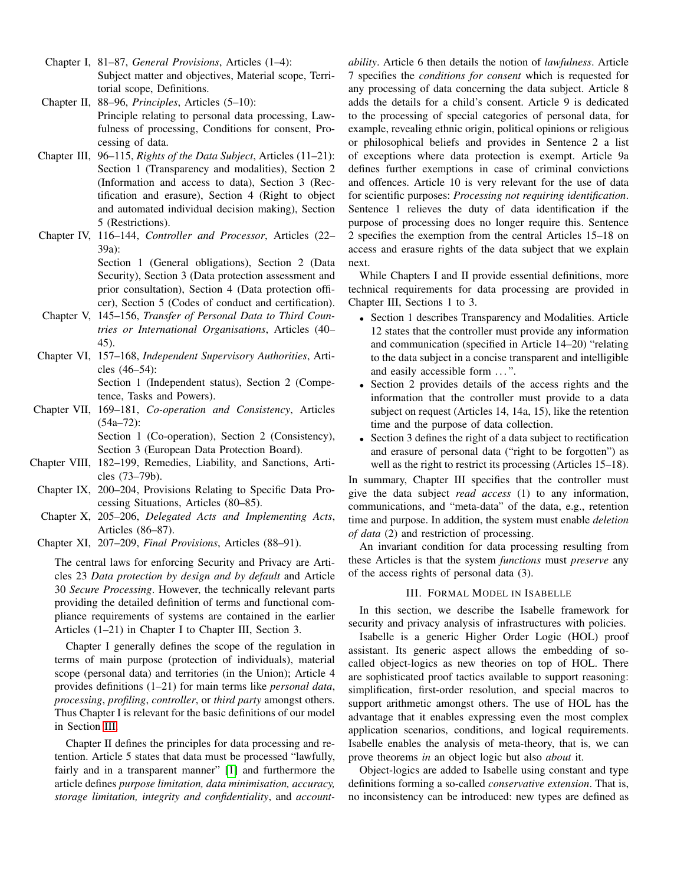- Chapter I, 81–87, *General Provisions*, Articles (1–4): Subject matter and objectives, Material scope, Territorial scope, Definitions.
- Chapter II, 88–96, *Principles*, Articles (5–10): Principle relating to personal data processing, Lawfulness of processing, Conditions for consent, Processing of data.
- Chapter III, 96–115, *Rights of the Data Subject*, Articles (11–21): Section 1 (Transparency and modalities), Section 2 (Information and access to data), Section 3 (Rectification and erasure), Section 4 (Right to object and automated individual decision making), Section 5 (Restrictions).
- Chapter IV, 116–144, *Controller and Processor*, Articles (22–39a): Section 1 (General obligations), Section 2 (Data Security), Section 3 (Data protection assessment and prior consultation), Section 4 (Data protection officer), Section 5 (Codes of conduct and certification).
- Chapter V, 145–156, *Transfer of Personal Data to Third Countries or International Organisations*, Articles (40–45).
- Chapter VI, 157–168, *Independent Supervisory Authorities*, Articles (46–54): Section 1 (Independent status), Section 2 (Competence, Tasks and Powers).
- Chapter VII, 169–181, *Co-operation and Consistency*, Articles (54a–72): Section 1 (Co-operation), Section 2 (Consistency), Section 3 (European Data Protection Board).
- Chapter VIII, 182–199, Remedies, Liability, and Sanctions, Articles (73–79b).
- Chapter IX, 200–204, Provisions Relating to Specific Data Processing Situations, Articles (80–85).
- Chapter X, 205–206, *Delegated Acts and Implementing Acts*, Articles (86–87).
- Chapter XI, 207–209, *Final Provisions*, Articles (88–91).

The central laws for enforcing Security and Privacy are Articles 23 *Data protection by design and by default* and Article 30 *Secure Processing*. However, the technically relevant parts providing the detailed definition of terms and functional compliance requirements of systems are contained in the earlier Articles (1–21) in Chapter I to Chapter III, Section 3.

Chapter I generally defines the scope of the regulation in terms of main purpose (protection of individuals), material scope (personal data) and territories (in the Union); Article 4 provides definitions (1–21) for main terms like *personal data*, *processing*, *profiling*, *controller*, or *third party* amongst others. Thus Chapter I is relevant for the basic definitions of our model in Section III.

Chapter II defines the principles for data processing and retention. Article 5 states that data must be processed "lawfully, fairly and in a transparent manner" [1] and furthermore the article defines *purpose limitation, data minimisation, accuracy, storage limitation, integrity and confidentiality*, and *accountability*. Article 6 then details the notion of *lawfulness*. Article 7 specifies the *conditions for consent* which is requested for any processing of data concerning the data subject. Article 8 adds the details for a child's consent. Article 9 is dedicated to the processing of special categories of personal data, for example, revealing ethnic origin, political opinions or religious or philosophical beliefs and provides in Sentence 2 a list of exceptions where data protection is exempt. Article 9a defines further exemptions in case of criminal convictions and offences. Article 10 is very relevant for the use of data for scientific purposes: *Processing not requiring identification*. Sentence 1 relieves the duty of data identification if the purpose of processing does no longer require this. Sentence 2 specifies the exemption from the central Articles 15–18 on access and erasure rights of the data subject that we explain next.

While Chapters I and II provide essential definitions, more technical requirements for data processing are provided in Chapter III, Sections 1 to 3.

- Section 1 describes Transparency and Modalities. Article 12 states that the controller must provide any information and communication (specified in Article 14–20) "relating to the data subject in a concise transparent and intelligible and easily accessible form ...".
- Section 2 provides details of the access rights and the information that the controller must provide to a data subject on request (Articles 14, 14a, 15), like the retention time and the purpose of data collection.
- Section 3 defines the right of a data subject to rectification and erasure of personal data ("right to be forgotten") as well as the right to restrict its processing (Articles 15–18).

In summary, Chapter III specifies that the controller must give the data subject *read access* (1) to any information, communications, and "meta-data" of the data, e.g., retention time and purpose. In addition, the system must enable *deletion of data* (2) and restriction of processing.

An invariant condition for data processing resulting from these Articles is that the system *functions* must *preserve* any of the access rights of personal data (3).

## III. Formal Model in Isabelle

In this section, we describe the Isabelle framework for security and privacy analysis of infrastructures with policies.

Isabelle is a generic Higher Order Logic (HOL) proof assistant. Its generic aspect allows the embedding of so-called object-logics as new theories on top of HOL. There are sophisticated proof tactics available to support reasoning: simplification, first-order resolution, and special macros to support arithmetic amongst others. The use of HOL has the advantage that it enables expressing even the most complex application scenarios, conditions, and logical requirements. Isabelle enables the analysis of meta-theory, that is, we can prove theorems *in* an object logic but also *about* it.

Object-logics are added to Isabelle using constant and type definitions forming a so-called *conservative extension*. That is, no inconsistency can be introduced: new types are defined as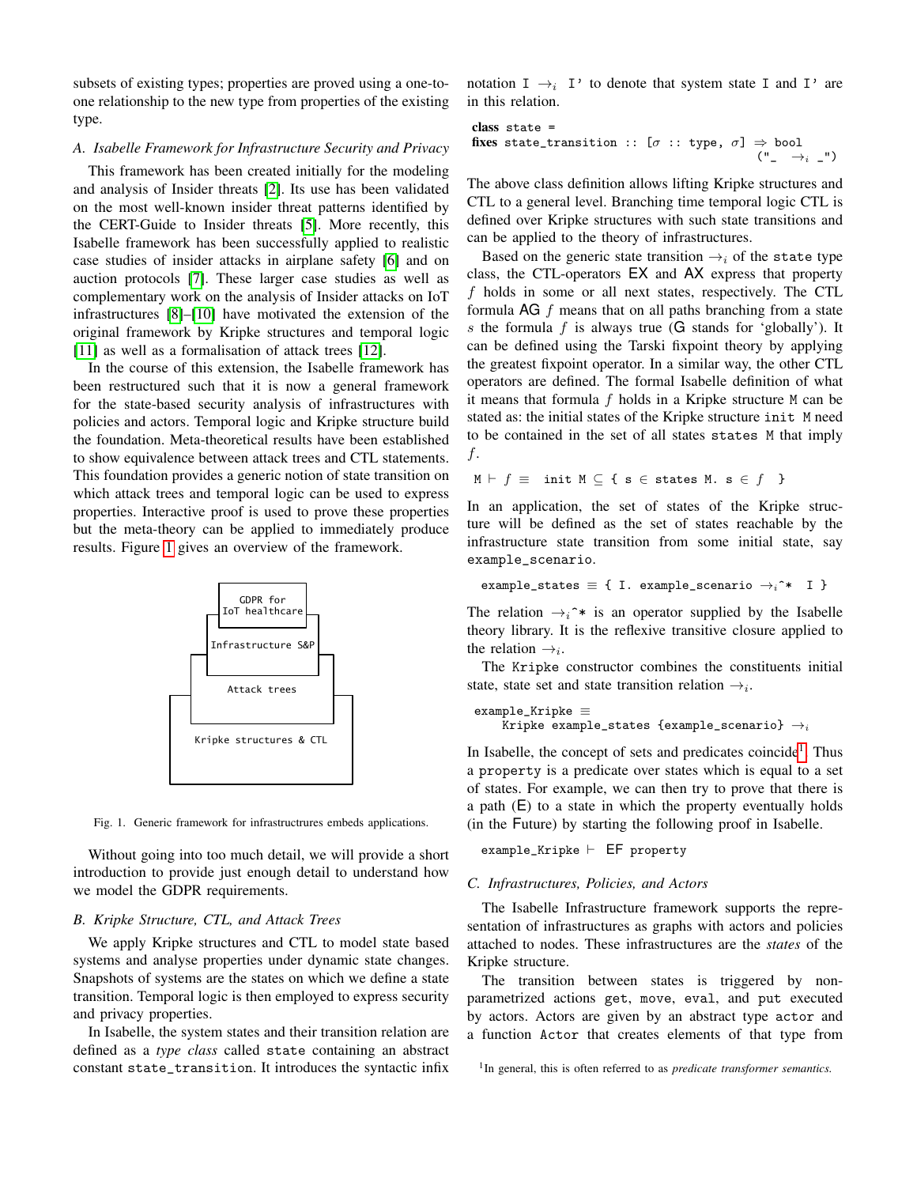subsets of existing types; properties are proved using a one-to-one relationship to the new type from properties of the existing type.

### *A. Isabelle Framework for Infrastructure Security and Privacy*

This framework has been created initially for the modeling and analysis of Insider threats [2]. Its use has been validated on the most well-known insider threat patterns identified by the CERT-Guide to Insider threats [5]. More recently, this Isabelle framework has been successfully applied to realistic case studies of insider attacks in airplane safety [6] and on auction protocols [7]. These larger case studies as well as complementary work on the analysis of Insider attacks on IoT infrastructures [8]–[10] have motivated the extension of the original framework by Kripke structures and temporal logic [11] as well as a formalisation of attack trees [12].

In the course of this extension, the Isabelle framework has been restructured such that it is now a general framework for the state-based security analysis of infrastructures with policies and actors. Temporal logic and Kripke structure build the foundation. Meta-theoretical results have been established to show equivalence between attack trees and CTL statements. This foundation provides a generic notion of state transition on which attack trees and temporal logic can be used to express properties. Interactive proof is used to prove these properties but the meta-theory can be applied to immediately produce results. Figure 1 gives an overview of the framework.

```
GDPR for
IoT healthcare
Infrastructure S&P
Attack trees
Kripke structures & CTL
```

Fig. 1. Generic framework for infrastructrures embeds applications.

Without going into too much detail, we will provide a short introduction to provide just enough detail to understand how we model the GDPR requirements.

### *B. Kripke Structure, CTL, and Attack Trees*

We apply Kripke structures and CTL to model state based systems and analyse properties under dynamic state changes. Snapshots of systems are the states on which we define a state transition. Temporal logic is then employed to express security and privacy properties.

In Isabelle, the system states and their transition relation are defined as a *type class* called `state` containing an abstract constant `state_transition`. It introduces the syntactic infix notation `I` $\rightarrow_i$ `I'` to denote that system state `I` and `I'` are in this relation.

```
class state =
fixes state_transition :: [σ :: type, σ] ⇒ bool
                                          ("_  →ᵢ _")
```

The above class definition allows lifting Kripke structures and CTL to a general level. Branching time temporal logic CTL is defined over Kripke structures with such state transitions and can be applied to the theory of infrastructures.

Based on the generic state transition $\rightarrow_i$ of the `state` type class, the CTL-operators EX and AX express that property $f$ holds in some or all next states, respectively. The CTL formula AG $f$ means that on all paths branching from a state $s$ the formula $f$ is always true (G stands for 'globally'). It can be defined using the Tarski fixpoint theory by applying the greatest fixpoint operator. In a similar way, the other CTL operators are defined. The formal Isabelle definition of what it means that formula $f$ holds in a Kripke structure `M` can be stated as: the initial states of the Kripke structure `init M` need to be contained in the set of all states `states M` that imply $f$.

```
M ⊢ f ≡  init M ⊆ { s ∈ states M. s ∈ f  }
```

In an application, the set of states of the Kripke structure will be defined as the set of states reachable by the infrastructure state transition from some initial state, say `example_scenario`.

```
example_states ≡ { I. example_scenario →ᵢ^*  I }
```

The relation $\rightarrow_i$`^*` is an operator supplied by the Isabelle theory library. It is the reflexive transitive closure applied to the relation $\rightarrow_i$.

The `Kripke` constructor combines the constituents initial state, state set and state transition relation $\rightarrow_i$.

```
example_Kripke ≡
    Kripke example_states {example_scenario} →ᵢ
```

In Isabelle, the concept of sets and predicates coincide[1]. Thus a `property` is a predicate over states which is equal to a set of states. For example, we can then try to prove that there is a path (E) to a state in which the property eventually holds (in the Future) by starting the following proof in Isabelle.

```
example_Kripke ⊢  EF property
```

### *C. Infrastructures, Policies, and Actors*

The Isabelle Infrastructure framework supports the representation of infrastructures as graphs with actors and policies attached to nodes. These infrastructures are the *states* of the Kripke structure.

The transition between states is triggered by non-parametrized actions `get`, `move`, `eval`, and `put` executed by actors. Actors are given by an abstract type `actor` and a function `Actor` that creates elements of that type from

[1] In general, this is often referred to as *predicate transformer semantics*.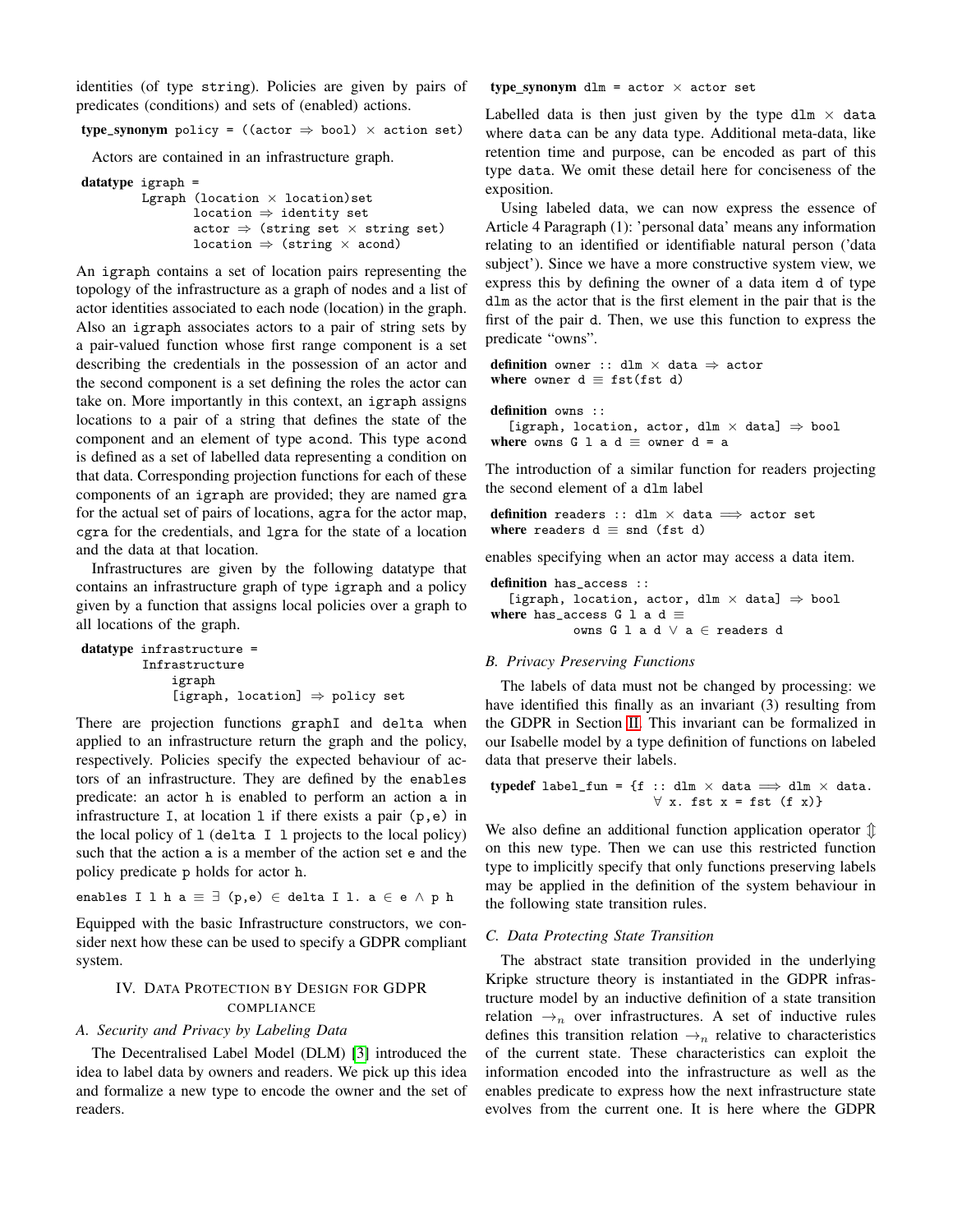identities (of type string). Policies are given by pairs of predicates (conditions) and sets of (enabled) actions.

```
type_synonym policy = ((actor ⇒ bool) × action set)
```

Actors are contained in an infrastructure graph.

```
datatype igraph =
        Lgraph (location × location)set
               location ⇒ identity set
               actor ⇒ (string set × string set)
               location ⇒ (string × acond)
```

An igraph contains a set of location pairs representing the topology of the infrastructure as a graph of nodes and a list of actor identities associated to each node (location) in the graph. Also an igraph associates actors to a pair of string sets by a pair-valued function whose first range component is a set describing the credentials in the possession of an actor and the second component is a set defining the roles the actor can take on. More importantly in this context, an igraph assigns locations to a pair of a string that defines the state of the component and an element of type acond. This type acond is defined as a set of labelled data representing a condition on that data. Corresponding projection functions for each of these components of an igraph are provided; they are named gra for the actual set of pairs of locations, agra for the actor map, cgra for the credentials, and lgra for the state of a location and the data at that location.

Infrastructures are given by the following datatype that contains an infrastructure graph of type igraph and a policy given by a function that assigns local policies over a graph to all locations of the graph.

```
datatype infrastructure =
        Infrastructure
            igraph
            [igraph, location] ⇒ policy set
```

There are projection functions graphI and delta when applied to an infrastructure return the graph and the policy, respectively. Policies specify the expected behaviour of actors of an infrastructure. They are defined by the enables predicate: an actor h is enabled to perform an action a in infrastructure I, at location l if there exists a pair (p,e) in the local policy of l (delta I l projects to the local policy) such that the action a is a member of the action set e and the policy predicate p holds for actor h.

```
enables I l h a ≡ ∃ (p,e) ∈ delta I l. a ∈ e ∧ p h
```

Equipped with the basic Infrastructure constructors, we consider next how these can be used to specify a GDPR compliant system.

## IV. Data Protection by Design for GDPR Compliance

### A. Security and Privacy by Labeling Data

The Decentralised Label Model (DLM) [3] introduced the idea to label data by owners and readers. We pick up this idea and formalize a new type to encode the owner and the set of readers.

```
type_synonym dlm = actor × actor set
```

Labelled data is then just given by the type dlm × data where data can be any data type. Additional meta-data, like retention time and purpose, can be encoded as part of this type data. We omit these detail here for conciseness of the exposition.

Using labeled data, we can now express the essence of Article 4 Paragraph (1): 'personal data' means any information relating to an identified or identifiable natural person ('data subject'). Since we have a more constructive system view, we express this by defining the owner of a data item d of type dlm as the actor that is the first element in the pair that is the first of the pair d. Then, we use this function to express the predicate "owns".

```
definition owner :: dlm × data ⇒ actor
where owner d ≡ fst(fst d)

definition owns ::
   [igraph, location, actor, dlm × data] ⇒ bool
where owns G l a d ≡ owner d = a
```

The introduction of a similar function for readers projecting the second element of a dlm label

```
definition readers :: dlm × data ⟹ actor set
where readers d ≡ snd (fst d)
```

enables specifying when an actor may access a data item.

```
definition has_access ::
   [igraph, location, actor, dlm × data] ⇒ bool
where has_access G l a d ≡
            owns G l a d ∨ a ∈ readers d
```

### B. Privacy Preserving Functions

The labels of data must not be changed by processing: we have identified this finally as an invariant (3) resulting from the GDPR in Section II. This invariant can be formalized in our Isabelle model by a type definition of functions on labeled data that preserve their labels.

```
typedef label_fun = {f :: dlm × data ⟹ dlm × data.
                      ∀ x. fst x = fst (f x)}
```

We also define an additional function application operator ⇕ on this new type. Then we can use this restricted function type to implicitly specify that only functions preserving labels may be applied in the definition of the system behaviour in the following state transition rules.

### C. Data Protecting State Transition

The abstract state transition provided in the underlying Kripke structure theory is instantiated in the GDPR infrastructure model by an inductive definition of a state transition relation $\rightarrow_n$ over infrastructures. A set of inductive rules defines this transition relation $\rightarrow_n$ relative to characteristics of the current state. These characteristics can exploit the information encoded into the infrastructure as well as the enables predicate to express how the next infrastructure state evolves from the current one. It is here where the GDPR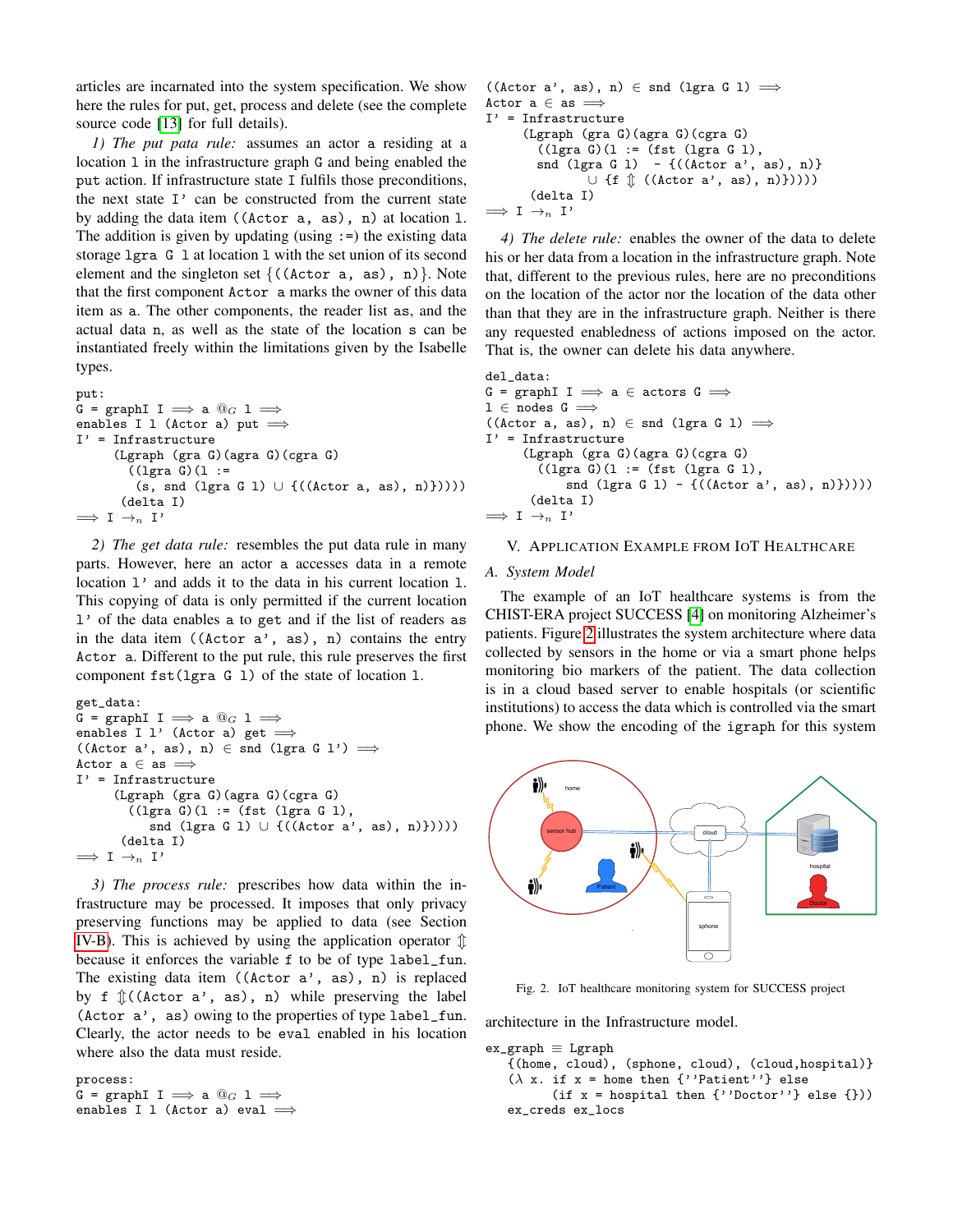articles are incarnated into the system specification. We show here the rules for put, get, process and delete (see the complete source code [13] for full details).

*1) The put pata rule:* assumes an actor `a` residing at a location `l` in the infrastructure graph `G` and being enabled the put action. If infrastructure state `I` fulfils those preconditions, the next state `I'` can be constructed from the current state by adding the data item `((Actor a, as), n)` at location `l`. The addition is given by updating (using `:=`) the existing data storage `lgra G l` at location `l` with the set union of its second element and the singleton set `{((Actor a, as), n)}`. Note that the first component `Actor a` marks the owner of this data item as `a`. The other components, the reader list `as`, and the actual data `n`, as well as the state of the location `s` can be instantiated freely within the limitations given by the Isabelle types.

```
put:
G = graphI I ⟹ a @G l ⟹
enables I l (Actor a) put ⟹
I' = Infrastructure
     (Lgraph (gra G)(agra G)(cgra G)
       ((lgra G)(l :=
        (s, snd (lgra G l) ∪ {((Actor a, as), n)}))))
      (delta I)
⟹ I →n I'
```

*2) The get data rule:* resembles the put data rule in many parts. However, here an actor `a` accesses data in a remote location `l'` and adds it to the data in his current location `l`. This copying of data is only permitted if the current location `l'` of the data enables `a` to `get` and if the list of readers `as` in the data item `((Actor a', as), n)` contains the entry `Actor a`. Different to the put rule, this rule preserves the first component `fst(lgra G l)` of the state of location `l`.

```
get_data:
G = graphI I ⟹ a @G l ⟹
enables I l' (Actor a) get ⟹
((Actor a', as), n) ∈ snd (lgra G l') ⟹
Actor a ∈ as ⟹
I' = Infrastructure
     (Lgraph (gra G)(agra G)(cgra G)
       ((lgra G)(l := (fst (lgra G l),
          snd (lgra G l) ∪ {((Actor a', as), n)}))))
      (delta I)
⟹ I →n I'
```

*3) The process rule:* prescribes how data within the infrastructure may be processed. It imposes that only privacy preserving functions may be applied to data (see Section IV-B). This is achieved by using the application operator ⇕ because it enforces the variable `f` to be of type `label_fun`. The existing data item `((Actor a', as), n)` is replaced by `f ⇕((Actor a', as), n)` while preserving the label `(Actor a', as)` owing to the properties of type `label_fun`. Clearly, the actor needs to be `eval` enabled in his location where also the data must reside.

```
process:
G = graphI I ⟹ a @G l ⟹
enables I l (Actor a) eval ⟹
((Actor a', as), n) ∈ snd (lgra G l) ⟹
Actor a ∈ as ⟹
I' = Infrastructure
     (Lgraph (gra G)(agra G)(cgra G)
       ((lgra G)(l := (fst (lgra G l),
       snd (lgra G l)  - {((Actor a', as), n)}
               ∪ {f ⇕ ((Actor a', as), n)}))))
      (delta I)
⟹ I →n I'
```

*4) The delete rule:* enables the owner of the data to delete his or her data from a location in the infrastructure graph. Note that, different to the previous rules, here are no preconditions on the location of the actor nor the location of the data other than that they are in the infrastructure graph. Neither is there any requested enabledness of actions imposed on the actor. That is, the owner can delete his data anywhere.

```
del_data:
G = graphI I ⟹ a ∈ actors G ⟹
l ∈ nodes G ⟹
((Actor a, as), n) ∈ snd (lgra G l) ⟹
I' = Infrastructure
     (Lgraph (gra G)(agra G)(cgra G)
       ((lgra G)(l := (fst (lgra G l),
          snd (lgra G l) - {((Actor a', as), n)}))))
      (delta I)
⟹ I →n I'
```

## V. Application Example from IoT Healthcare

### A. System Model

The example of an IoT healthcare systems is from the CHIST-ERA project SUCCESS [4] on monitoring Alzheimer's patients. Figure 2 illustrates the system architecture where data collected by sensors in the home or via a smart phone helps monitoring bio markers of the patient. The data collection is in a cloud based server to enable hospitals (or scientific institutions) to access the data which is controlled via the smart phone. We show the encoding of the `igraph` for this system architecture in the Infrastructure model.

Fig. 2. IoT healthcare monitoring system for SUCCESS project

```
ex_graph ≡ Lgraph
  {(home, cloud), (sphone, cloud), (cloud,hospital)}
  (λ x. if x = home then {''Patient''} else
        (if x = hospital then {''Doctor''} else {}))
  ex_creds ex_locs
```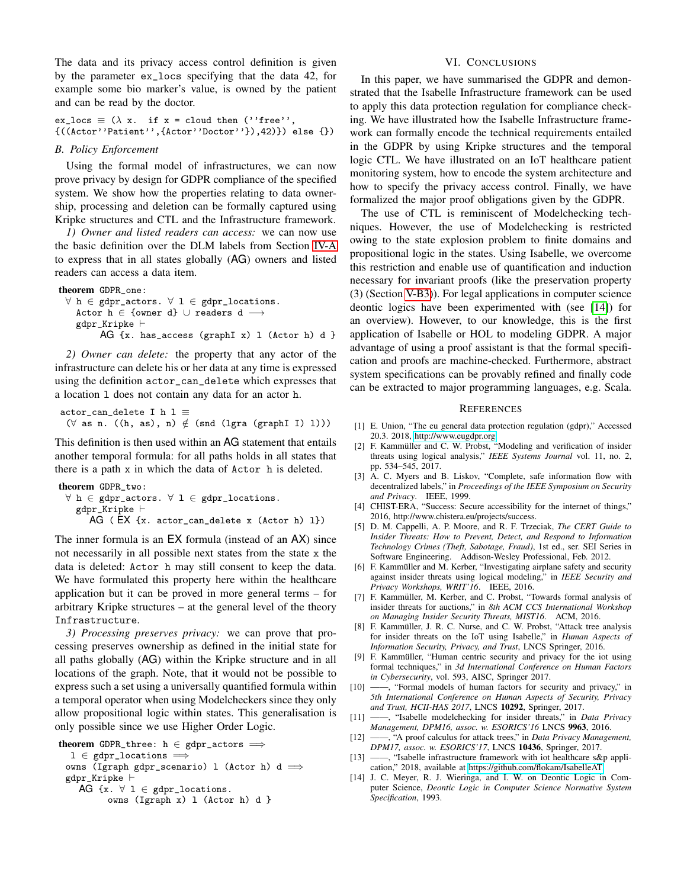The data and its privacy access control definition is given by the parameter `ex_locs` specifying that the data 42, for example some bio marker's value, is owned by the patient and can be read by the doctor.

```
ex_locs ≡ (λ x.  if x = cloud then (''free'',
{((Actor''Patient'',{Actor''Doctor''}),42)}) else {})
```

### B. Policy Enforcement

Using the formal model of infrastructures, we can now prove privacy by design for GDPR compliance of the specified system. We show how the properties relating to data ownership, processing and deletion can be formally captured using Kripke structures and CTL and the Infrastructure framework.

*1) Owner and listed readers can access:* we can now use the basic definition over the DLM labels from Section IV-A to express that in all states globally (AG) owners and listed readers can access a data item.

```
theorem GDPR_one:
  ∀ h ∈ gdpr_actors. ∀ l ∈ gdpr_locations.
    Actor h ∈ {owner d} ∪ readers d ⟶
    gdpr_Kripke ⊢
        AG {x. has_access (graphI x) l (Actor h) d }
```

*2) Owner can delete:* the property that any actor of the infrastructure can delete his or her data at any time is expressed using the definition `actor_can_delete` which expresses that a location `l` does not contain any data for an actor `h`.

```
actor_can_delete I h l ≡
  (∀ as n. ((h, as), n) ∉ (snd (lgra (graphI I) l)))
```

This definition is then used within an AG statement that entails another temporal formula: for all paths holds in all states that there is a path `x` in which the data of `Actor h` is deleted.

```
theorem GDPR_two:
  ∀ h ∈ gdpr_actors. ∀ l ∈ gdpr_locations.
    gdpr_Kripke ⊢
      AG ( EX {x. actor_can_delete x (Actor h) l})
```

The inner formula is an EX formula (instead of an AX) since not necessarily in all possible next states from the state `x` the data is deleted: `Actor h` may still consent to keep the data. We have formulated this property here within the healthcare application but it can be proved in more general terms – for arbitrary Kripke structures – at the general level of the theory `Infrastructure`.

*3) Processing preserves privacy:* we can prove that processing preserves ownership as defined in the initial state for all paths globally (AG) within the Kripke structure and in all locations of the graph. Note, that it would not be possible to express such a set using a universally quantified formula within a temporal operator when using Modelcheckers since they only allow propositional logic within states. This generalisation is only possible since we use Higher Order Logic.

```
theorem GDPR_three: h ∈ gdpr_actors ⟹
  l ∈ gdpr_locations ⟹
 owns (Igraph gdpr_scenario) l (Actor h) d ⟹
 gdpr_Kripke ⊢
    AG {x. ∀ l ∈ gdpr_locations.
           owns (Igraph x) l (Actor h) d }
```

## VI. Conclusions

In this paper, we have summarised the GDPR and demonstrated that the Isabelle Infrastructure framework can be used to apply this data protection regulation for compliance checking. We have illustrated how the Isabelle Infrastructure framework can formally encode the technical requirements entailed in the GDPR by using Kripke structures and the temporal logic CTL. We have illustrated on an IoT healthcare patient monitoring system, how to encode the system architecture and how to specify the privacy access control. Finally, we have formalized the major proof obligations given by the GDPR.

The use of CTL is reminiscent of Modelchecking techniques. However, the use of Modelchecking is restricted owing to the state explosion problem to finite domains and propositional logic in the states. Using Isabelle, we overcome this restriction and enable use of quantification and induction necessary for invariant proofs (like the preservation property (3) (Section V-B3)). For legal applications in computer science deontic logics have been experimented with (see [14]) for an overview). However, to our knowledge, this is the first application of Isabelle or HOL to modeling GDPR. A major advantage of using a proof assistant is that the formal specification and proofs are machine-checked. Furthermore, abstract system specifications can be provably refined and finally code can be extracted to major programming languages, e.g. Scala.

## References

[1] E. Union, "The eu general data protection regulation (gdpr)," Accessed 20.3. 2018, http://www.eugdpr.org.

[2] F. Kammüller and C. W. Probst, "Modeling and verification of insider threats using logical analysis," *IEEE Systems Journal* vol. 11, no. 2, pp. 534–545, 2017.

[3] A. C. Myers and B. Liskov, "Complete, safe information flow with decentralized labels," in *Proceedings of the IEEE Symposium on Security and Privacy*. IEEE, 1999.

[4] CHIST-ERA, "Success: Secure accessibility for the internet of things," 2016, http://www.chistera.eu/projects/success.

[5] D. M. Cappelli, A. P. Moore, and R. F. Trzeciak, *The CERT Guide to Insider Threats: How to Prevent, Detect, and Respond to Information Technology Crimes (Theft, Sabotage, Fraud)*, 1st ed., ser. SEI Series in Software Engineering. Addison-Wesley Professional, Feb. 2012.

[6] F. Kammüller and M. Kerber, "Investigating airplane safety and security against insider threats using logical modeling," in *IEEE Security and Privacy Workshops, WRIT'16*. IEEE, 2016.

[7] F. Kammüller, M. Kerber, and C. Probst, "Towards formal analysis of insider threats for auctions," in *8th ACM CCS International Workshop on Managing Insider Security Threats, MIST16*. ACM, 2016.

[8] F. Kammüller, J. R. C. Nurse, and C. W. Probst, "Attack tree analysis for insider threats on the IoT using Isabelle," in *Human Aspects of Information Security, Privacy, and Trust*, LNCS Springer, 2016.

[9] F. Kammüller, "Human centric security and privacy for the iot using formal techniques," in *3d International Conference on Human Factors in Cybersecurity*, vol. 593, AISC, Springer 2017.

[10] ——, "Formal models of human factors for security and privacy," in *5th International Conference on Human Aspects of Security, Privacy and Trust, HCII-HAS 2017*, LNCS **10292**, Springer, 2017.

[11] ——, "Isabelle modelchecking for insider threats," in *Data Privacy Management, DPM16, assoc. w. ESORICS'16* LNCS **9963**, 2016.

[12] ——, "A proof calculus for attack trees," in *Data Privacy Management, DPM17, assoc. w. ESORICS'17*, LNCS **10436**, Springer, 2017.

[13] ——, "Isabelle infrastructure framework with iot healthcare s&p application," 2018, available at https://github.com/flokam/IsabelleAT.

[14] J. C. Meyer, R. J. Wieringa, and I. W. on Deontic Logic in Computer Science, *Deontic Logic in Computer Science Normative System Specification*, 1993.